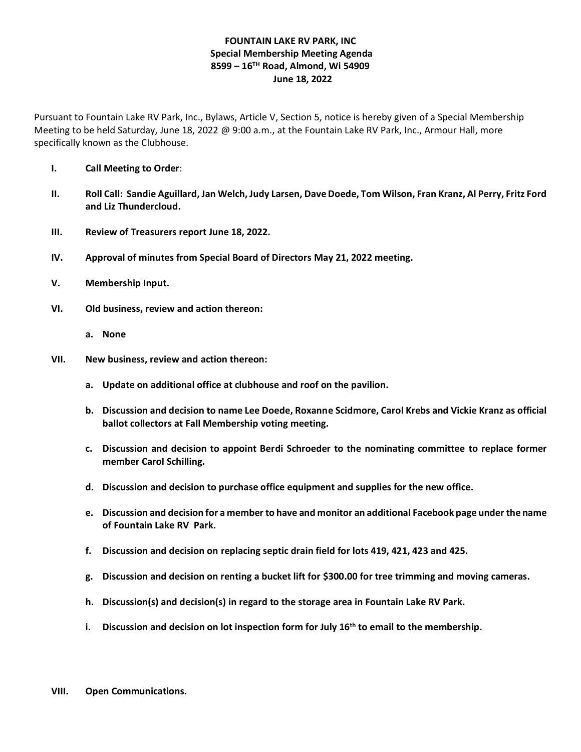**FOUNTAIN LAKE RV PARK, INC**
**Special Membership Meeting Agenda**
**8599 – 16TH Road, Almond, Wi 54909**
**June 18, 2022**

Pursuant to Fountain Lake RV Park, Inc., Bylaws, Article V, Section 5, notice is hereby given of a Special Membership Meeting to be held Saturday, June 18, 2022 @ 9:00 a.m., at the Fountain Lake RV Park, Inc., Armour Hall, more specifically known as the Clubhouse.

I. **Call Meeting to Order**:

II. **Roll Call: Sandie Aguillard, Jan Welch, Judy Larsen, Dave Doede, Tom Wilson, Fran Kranz, Al Perry, Fritz Ford and Liz Thundercloud.**

III. **Review of Treasurers report June 18, 2022.**

IV. **Approval of minutes from Special Board of Directors May 21, 2022 meeting.**

V. **Membership Input.**

VI. **Old business, review and action thereon:**

   a. **None**

VII. **New business, review and action thereon:**

   a. **Update on additional office at clubhouse and roof on the pavilion.**

   b. **Discussion and decision to name Lee Doede, Roxanne Scidmore, Carol Krebs and Vickie Kranz as official ballot collectors at Fall Membership voting meeting.**

   c. **Discussion and decision to appoint Berdi Schroeder to the nominating committee to replace former member Carol Schilling.**

   d. **Discussion and decision to purchase office equipment and supplies for the new office.**

   e. **Discussion and decision for a member to have and monitor an additional Facebook page under the name of Fountain Lake RV Park.**

   f. **Discussion and decision on replacing septic drain field for lots 419, 421, 423 and 425.**

   g. **Discussion and decision on renting a bucket lift for $300.00 for tree trimming and moving cameras.**

   h. **Discussion(s) and decision(s) in regard to the storage area in Fountain Lake RV Park.**

   i. **Discussion and decision on lot inspection form for July 16th to email to the membership.**

VIII. **Open Communications.**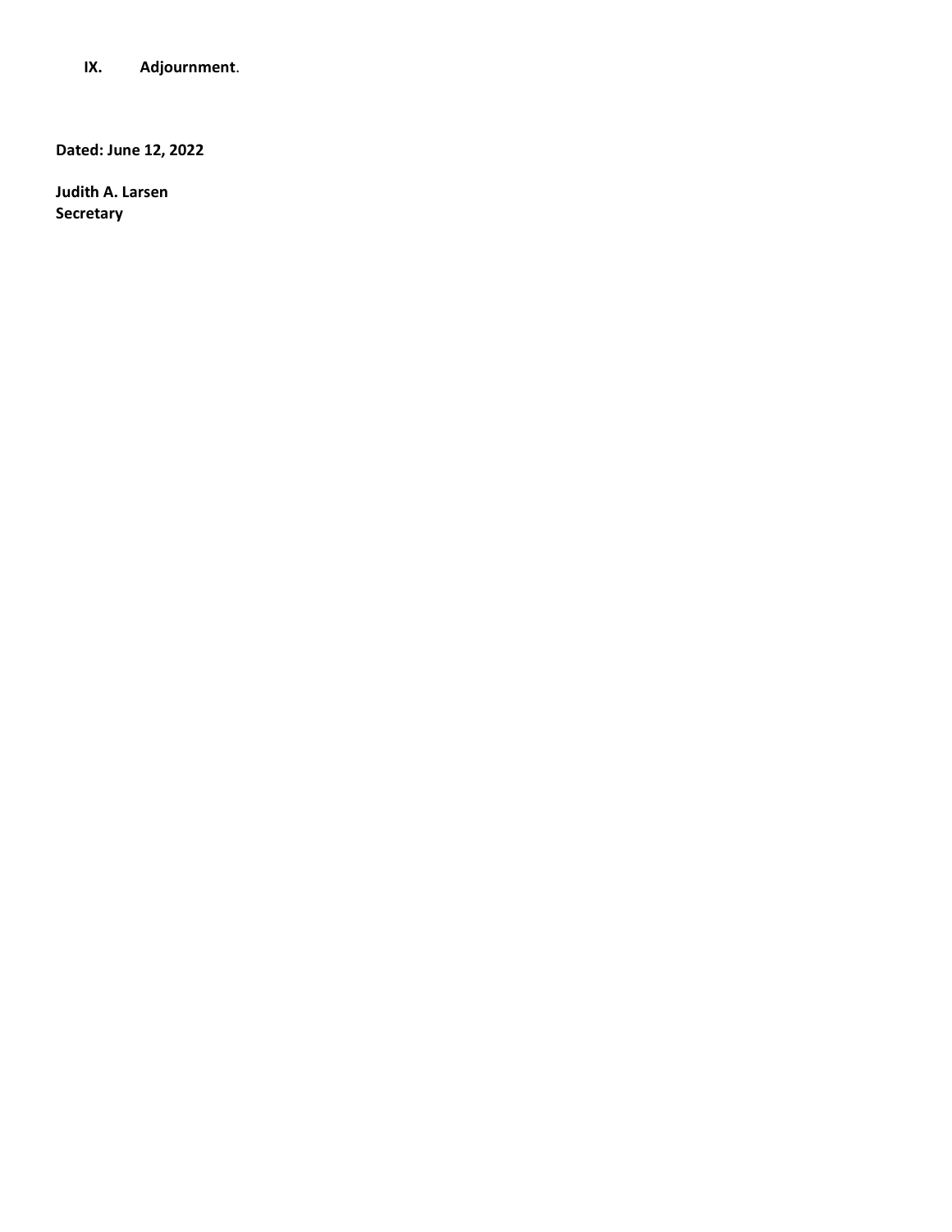**IX. Adjournment**.

**Dated: June 12, 2022**

**Judith A. Larsen**
**Secretary**